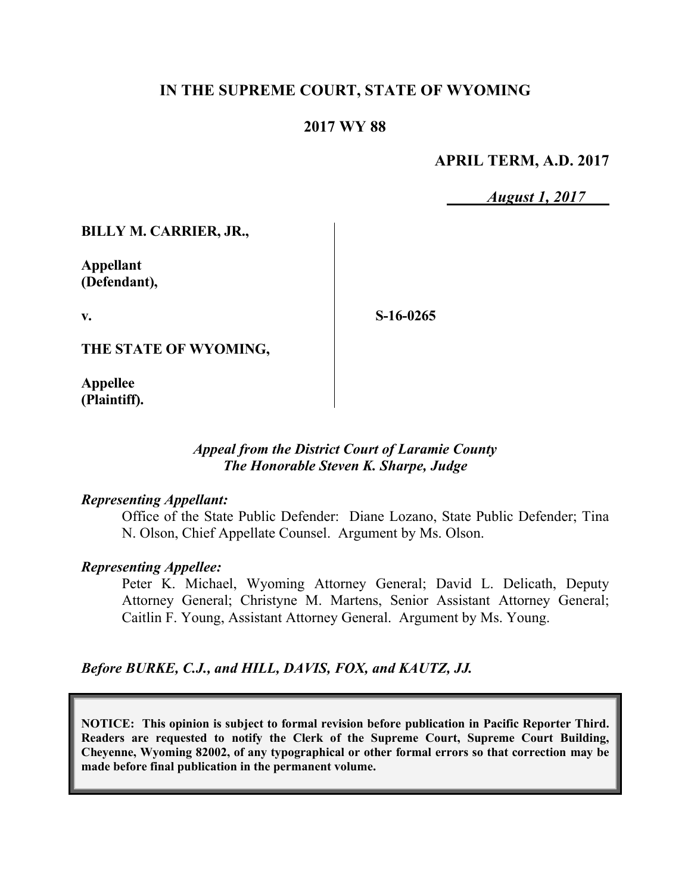**IN THE SUPREME COURT, STATE OF WYOMING**

**2017 WY 88**

**APRIL TERM, A.D. 2017**

*August 1, 2017*

| | |
|---|---|
| **BILLY M. CARRIER, JR.,**<br><br>**Appellant (Defendant),**<br><br>**v.**<br><br>**THE STATE OF WYOMING,**<br><br>**Appellee (Plaintiff).** | **S-16-0265** |

*Appeal from the District Court of Laramie County*
*The Honorable Steven K. Sharpe, Judge*

*Representing Appellant:*

Office of the State Public Defender: Diane Lozano, State Public Defender; Tina N. Olson, Chief Appellate Counsel. Argument by Ms. Olson.

*Representing Appellee:*

Peter K. Michael, Wyoming Attorney General; David L. Delicath, Deputy Attorney General; Christyne M. Martens, Senior Assistant Attorney General; Caitlin F. Young, Assistant Attorney General. Argument by Ms. Young.

*Before BURKE, C.J., and HILL, DAVIS, FOX, and KAUTZ, JJ.*

**NOTICE: This opinion is subject to formal revision before publication in Pacific Reporter Third. Readers are requested to notify the Clerk of the Supreme Court, Supreme Court Building, Cheyenne, Wyoming 82002, of any typographical or other formal errors so that correction may be made before final publication in the permanent volume.**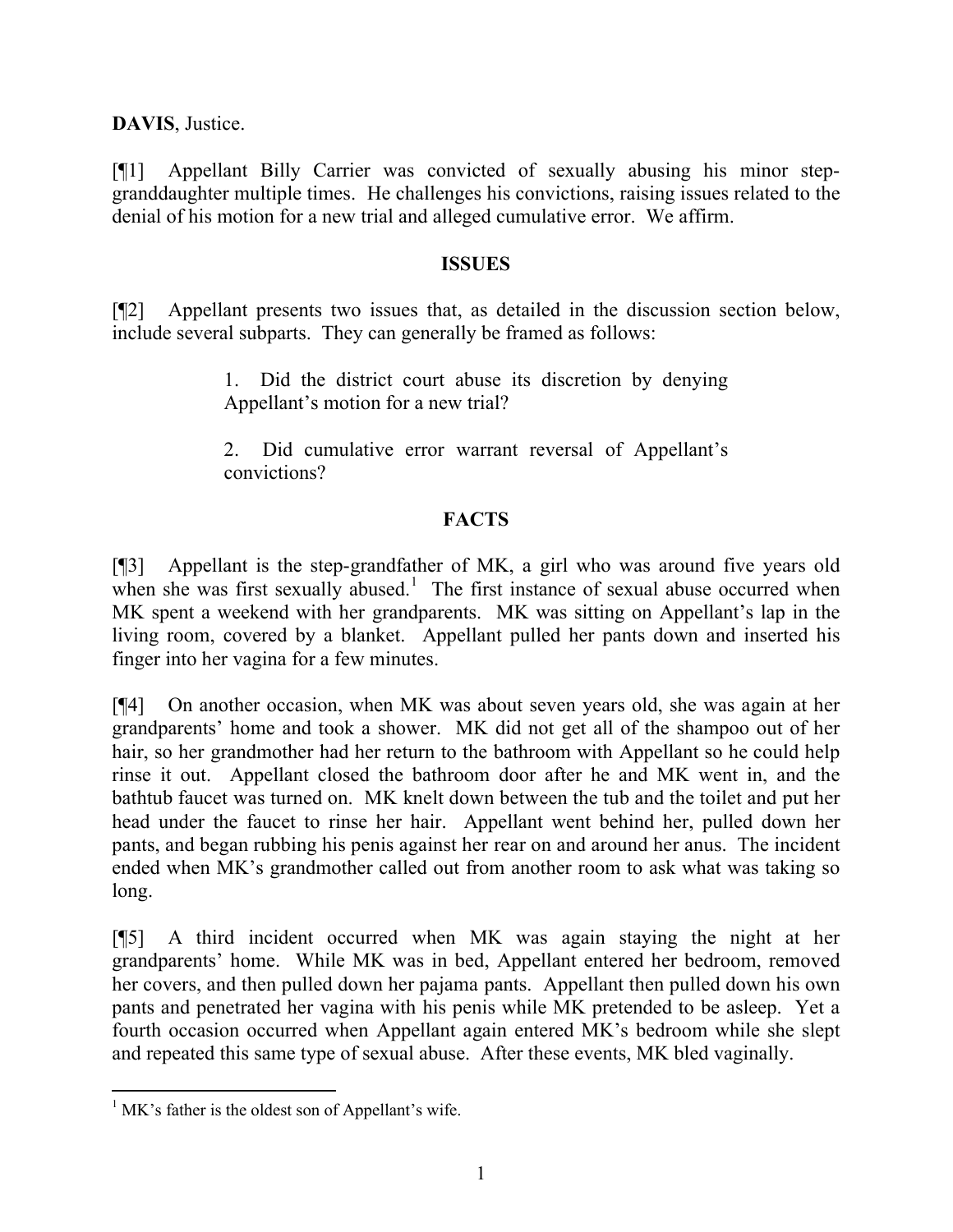**DAVIS**, Justice.

[¶1] Appellant Billy Carrier was convicted of sexually abusing his minor step-granddaughter multiple times. He challenges his convictions, raising issues related to the denial of his motion for a new trial and alleged cumulative error. We affirm.

## ISSUES

[¶2] Appellant presents two issues that, as detailed in the discussion section below, include several subparts. They can generally be framed as follows:

> 1. Did the district court abuse its discretion by denying Appellant's motion for a new trial?
>
> 2. Did cumulative error warrant reversal of Appellant's convictions?

## FACTS

[¶3] Appellant is the step-grandfather of MK, a girl who was around five years old when she was first sexually abused.[1] The first instance of sexual abuse occurred when MK spent a weekend with her grandparents. MK was sitting on Appellant's lap in the living room, covered by a blanket. Appellant pulled her pants down and inserted his finger into her vagina for a few minutes.

[¶4] On another occasion, when MK was about seven years old, she was again at her grandparents' home and took a shower. MK did not get all of the shampoo out of her hair, so her grandmother had her return to the bathroom with Appellant so he could help rinse it out. Appellant closed the bathroom door after he and MK went in, and the bathtub faucet was turned on. MK knelt down between the tub and the toilet and put her head under the faucet to rinse her hair. Appellant went behind her, pulled down her pants, and began rubbing his penis against her rear on and around her anus. The incident ended when MK's grandmother called out from another room to ask what was taking so long.

[¶5] A third incident occurred when MK was again staying the night at her grandparents' home. While MK was in bed, Appellant entered her bedroom, removed her covers, and then pulled down her pajama pants. Appellant then pulled down his own pants and penetrated her vagina with his penis while MK pretended to be asleep. Yet a fourth occasion occurred when Appellant again entered MK's bedroom while she slept and repeated this same type of sexual abuse. After these events, MK bled vaginally.

---

[1] MK's father is the oldest son of Appellant's wife.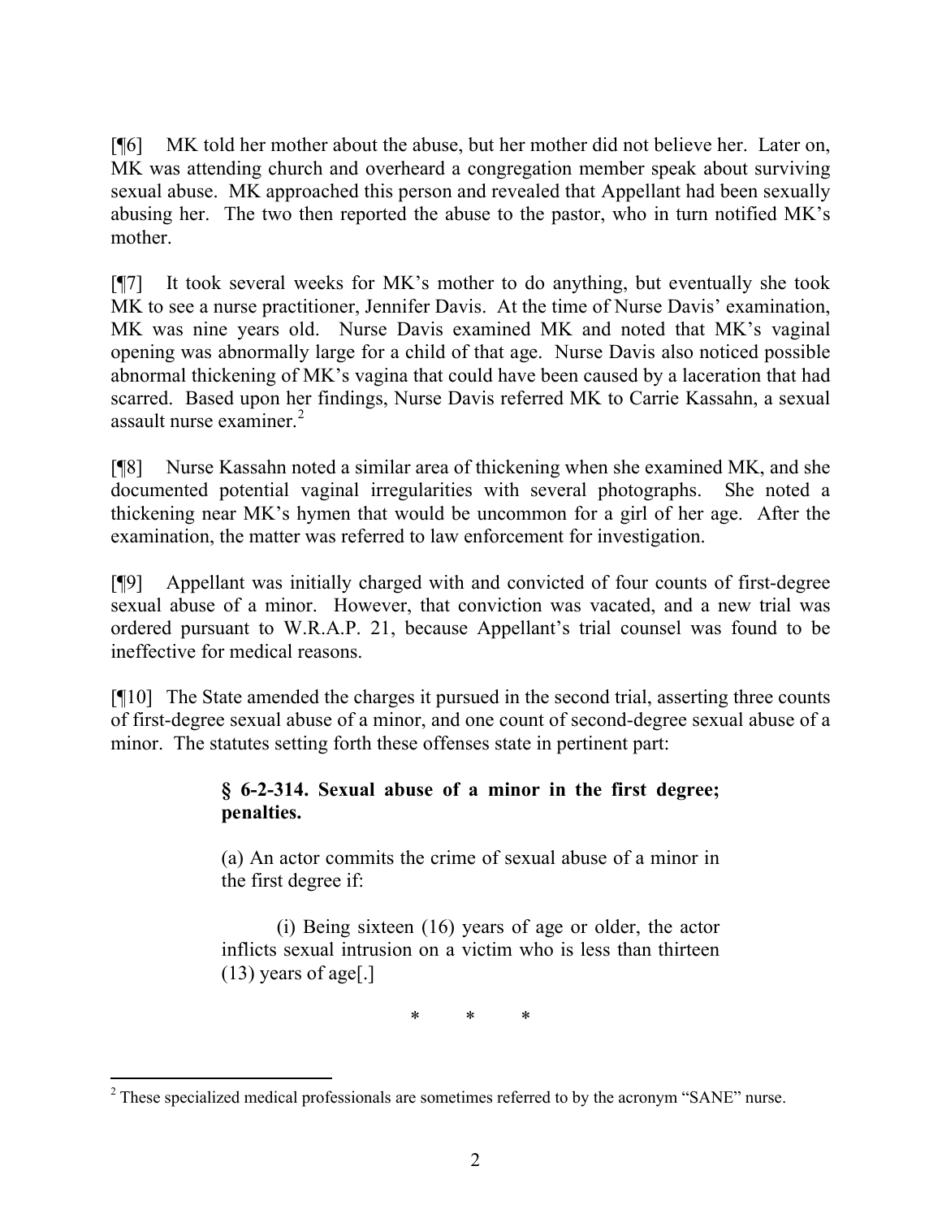[¶6] MK told her mother about the abuse, but her mother did not believe her. Later on, MK was attending church and overheard a congregation member speak about surviving sexual abuse. MK approached this person and revealed that Appellant had been sexually abusing her. The two then reported the abuse to the pastor, who in turn notified MK's mother.

[¶7] It took several weeks for MK's mother to do anything, but eventually she took MK to see a nurse practitioner, Jennifer Davis. At the time of Nurse Davis' examination, MK was nine years old. Nurse Davis examined MK and noted that MK's vaginal opening was abnormally large for a child of that age. Nurse Davis also noticed possible abnormal thickening of MK's vagina that could have been caused by a laceration that had scarred. Based upon her findings, Nurse Davis referred MK to Carrie Kassahn, a sexual assault nurse examiner.[2]

[¶8] Nurse Kassahn noted a similar area of thickening when she examined MK, and she documented potential vaginal irregularities with several photographs. She noted a thickening near MK's hymen that would be uncommon for a girl of her age. After the examination, the matter was referred to law enforcement for investigation.

[¶9] Appellant was initially charged with and convicted of four counts of first-degree sexual abuse of a minor. However, that conviction was vacated, and a new trial was ordered pursuant to W.R.A.P. 21, because Appellant's trial counsel was found to be ineffective for medical reasons.

[¶10] The State amended the charges it pursued in the second trial, asserting three counts of first-degree sexual abuse of a minor, and one count of second-degree sexual abuse of a minor. The statutes setting forth these offenses state in pertinent part:

> **§ 6-2-314. Sexual abuse of a minor in the first degree; penalties.**
>
> (a) An actor commits the crime of sexual abuse of a minor in the first degree if:
>
> (i) Being sixteen (16) years of age or older, the actor inflicts sexual intrusion on a victim who is less than thirteen (13) years of age[.]
>
> \* \* \*

[2] These specialized medical professionals are sometimes referred to by the acronym "SANE" nurse.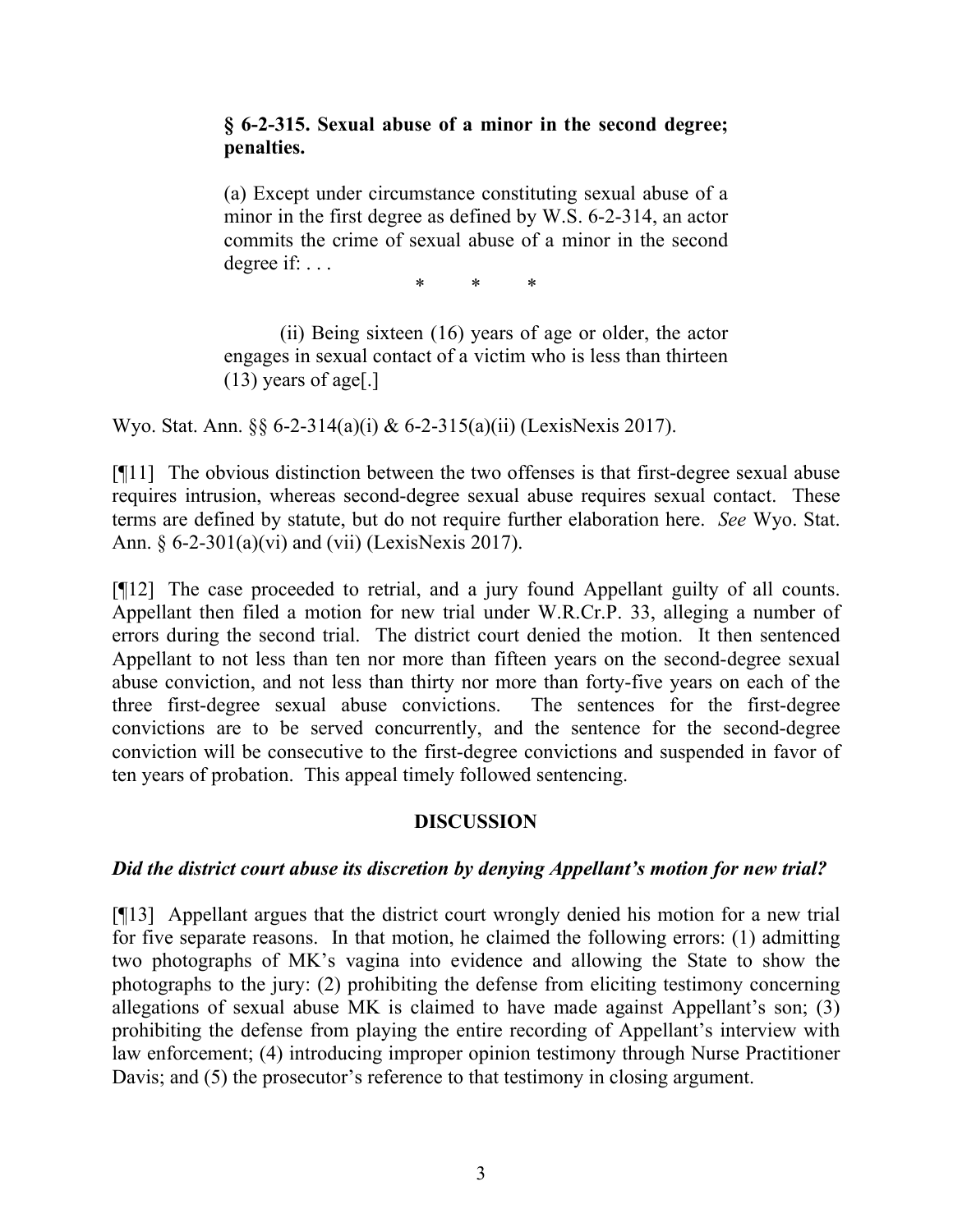> **§ 6-2-315. Sexual abuse of a minor in the second degree; penalties.**
>
> (a) Except under circumstance constituting sexual abuse of a minor in the first degree as defined by W.S. 6-2-314, an actor commits the crime of sexual abuse of a minor in the second degree if: . . .
>
> \* \* \*
>
> (ii) Being sixteen (16) years of age or older, the actor engages in sexual contact of a victim who is less than thirteen (13) years of age[.]

Wyo. Stat. Ann. §§ 6-2-314(a)(i) & 6-2-315(a)(ii) (LexisNexis 2017).

[¶11] The obvious distinction between the two offenses is that first-degree sexual abuse requires intrusion, whereas second-degree sexual abuse requires sexual contact. These terms are defined by statute, but do not require further elaboration here. *See* Wyo. Stat. Ann. § 6-2-301(a)(vi) and (vii) (LexisNexis 2017).

[¶12] The case proceeded to retrial, and a jury found Appellant guilty of all counts. Appellant then filed a motion for new trial under W.R.Cr.P. 33, alleging a number of errors during the second trial. The district court denied the motion. It then sentenced Appellant to not less than ten nor more than fifteen years on the second-degree sexual abuse conviction, and not less than thirty nor more than forty-five years on each of the three first-degree sexual abuse convictions. The sentences for the first-degree convictions are to be served concurrently, and the sentence for the second-degree conviction will be consecutive to the first-degree convictions and suspended in favor of ten years of probation. This appeal timely followed sentencing.

## DISCUSSION

### *Did the district court abuse its discretion by denying Appellant's motion for new trial?*

[¶13] Appellant argues that the district court wrongly denied his motion for a new trial for five separate reasons. In that motion, he claimed the following errors: (1) admitting two photographs of MK's vagina into evidence and allowing the State to show the photographs to the jury: (2) prohibiting the defense from eliciting testimony concerning allegations of sexual abuse MK is claimed to have made against Appellant's son; (3) prohibiting the defense from playing the entire recording of Appellant's interview with law enforcement; (4) introducing improper opinion testimony through Nurse Practitioner Davis; and (5) the prosecutor's reference to that testimony in closing argument.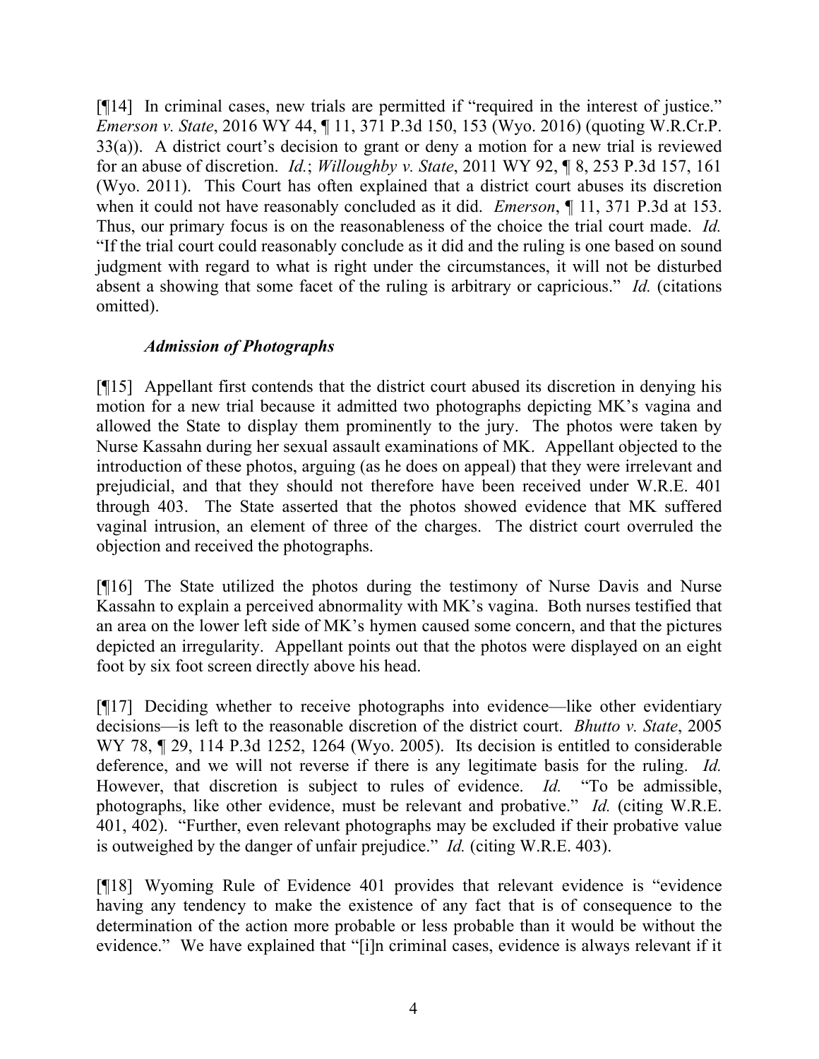[¶14] In criminal cases, new trials are permitted if "required in the interest of justice." *Emerson v. State*, 2016 WY 44, ¶ 11, 371 P.3d 150, 153 (Wyo. 2016) (quoting W.R.Cr.P. 33(a)). A district court's decision to grant or deny a motion for a new trial is reviewed for an abuse of discretion. *Id.*; *Willoughby v. State*, 2011 WY 92, ¶ 8, 253 P.3d 157, 161 (Wyo. 2011). This Court has often explained that a district court abuses its discretion when it could not have reasonably concluded as it did. *Emerson*, ¶ 11, 371 P.3d at 153. Thus, our primary focus is on the reasonableness of the choice the trial court made. *Id.* "If the trial court could reasonably conclude as it did and the ruling is one based on sound judgment with regard to what is right under the circumstances, it will not be disturbed absent a showing that some facet of the ruling is arbitrary or capricious." *Id.* (citations omitted).

### *Admission of Photographs*

[¶15] Appellant first contends that the district court abused its discretion in denying his motion for a new trial because it admitted two photographs depicting MK's vagina and allowed the State to display them prominently to the jury. The photos were taken by Nurse Kassahn during her sexual assault examinations of MK. Appellant objected to the introduction of these photos, arguing (as he does on appeal) that they were irrelevant and prejudicial, and that they should not therefore have been received under W.R.E. 401 through 403. The State asserted that the photos showed evidence that MK suffered vaginal intrusion, an element of three of the charges. The district court overruled the objection and received the photographs.

[¶16] The State utilized the photos during the testimony of Nurse Davis and Nurse Kassahn to explain a perceived abnormality with MK's vagina. Both nurses testified that an area on the lower left side of MK's hymen caused some concern, and that the pictures depicted an irregularity. Appellant points out that the photos were displayed on an eight foot by six foot screen directly above his head.

[¶17] Deciding whether to receive photographs into evidence—like other evidentiary decisions—is left to the reasonable discretion of the district court. *Bhutto v. State*, 2005 WY 78, ¶ 29, 114 P.3d 1252, 1264 (Wyo. 2005). Its decision is entitled to considerable deference, and we will not reverse if there is any legitimate basis for the ruling. *Id.* However, that discretion is subject to rules of evidence. *Id.* "To be admissible, photographs, like other evidence, must be relevant and probative." *Id.* (citing W.R.E. 401, 402). "Further, even relevant photographs may be excluded if their probative value is outweighed by the danger of unfair prejudice." *Id.* (citing W.R.E. 403).

[¶18] Wyoming Rule of Evidence 401 provides that relevant evidence is "evidence having any tendency to make the existence of any fact that is of consequence to the determination of the action more probable or less probable than it would be without the evidence." We have explained that "[i]n criminal cases, evidence is always relevant if it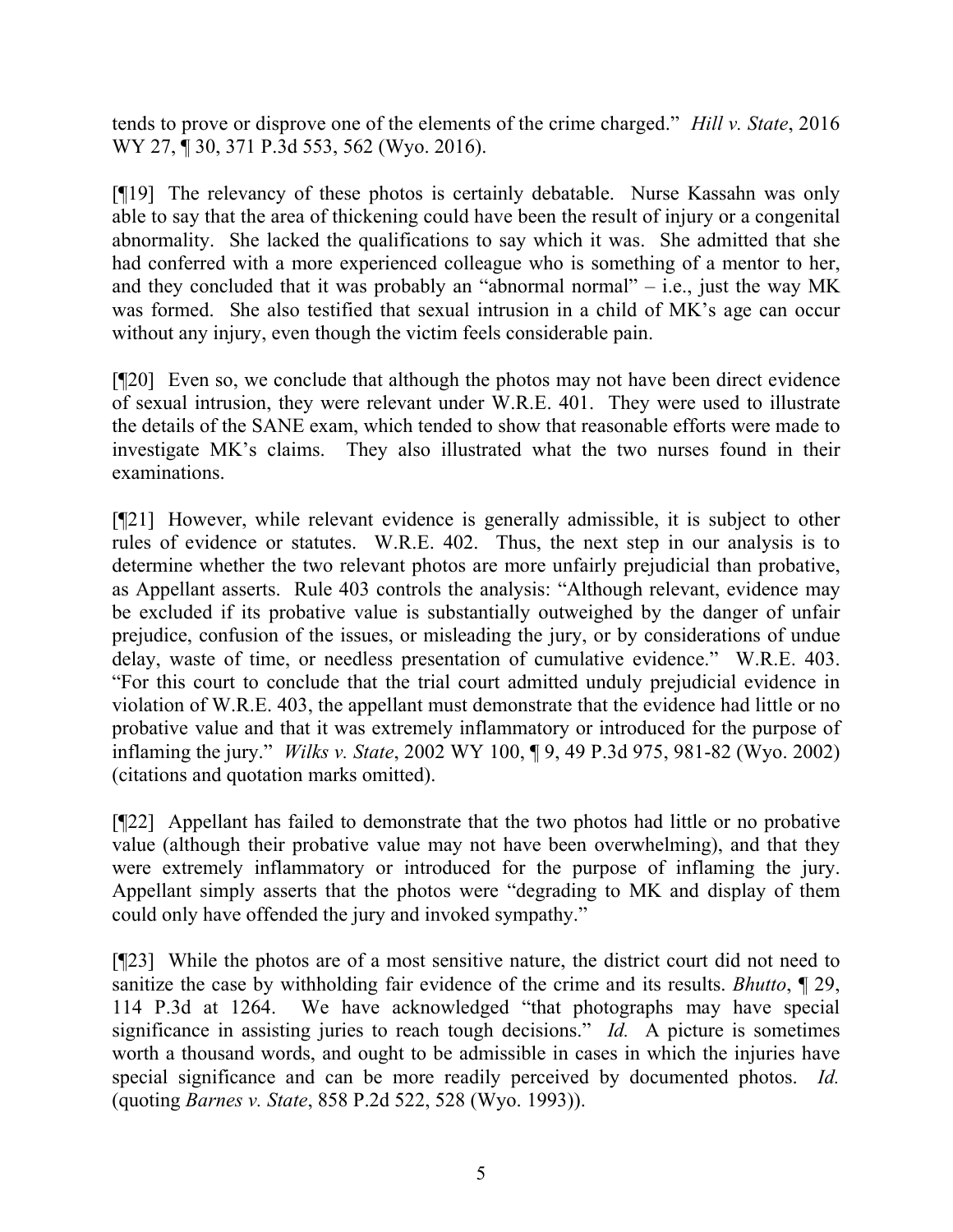tends to prove or disprove one of the elements of the crime charged." *Hill v. State*, 2016 WY 27, ¶ 30, 371 P.3d 553, 562 (Wyo. 2016).

[¶19] The relevancy of these photos is certainly debatable. Nurse Kassahn was only able to say that the area of thickening could have been the result of injury or a congenital abnormality. She lacked the qualifications to say which it was. She admitted that she had conferred with a more experienced colleague who is something of a mentor to her, and they concluded that it was probably an "abnormal normal" – i.e., just the way MK was formed. She also testified that sexual intrusion in a child of MK's age can occur without any injury, even though the victim feels considerable pain.

[¶20] Even so, we conclude that although the photos may not have been direct evidence of sexual intrusion, they were relevant under W.R.E. 401. They were used to illustrate the details of the SANE exam, which tended to show that reasonable efforts were made to investigate MK's claims. They also illustrated what the two nurses found in their examinations.

[¶21] However, while relevant evidence is generally admissible, it is subject to other rules of evidence or statutes. W.R.E. 402. Thus, the next step in our analysis is to determine whether the two relevant photos are more unfairly prejudicial than probative, as Appellant asserts. Rule 403 controls the analysis: "Although relevant, evidence may be excluded if its probative value is substantially outweighed by the danger of unfair prejudice, confusion of the issues, or misleading the jury, or by considerations of undue delay, waste of time, or needless presentation of cumulative evidence." W.R.E. 403. "For this court to conclude that the trial court admitted unduly prejudicial evidence in violation of W.R.E. 403, the appellant must demonstrate that the evidence had little or no probative value and that it was extremely inflammatory or introduced for the purpose of inflaming the jury." *Wilks v. State*, 2002 WY 100, ¶ 9, 49 P.3d 975, 981-82 (Wyo. 2002) (citations and quotation marks omitted).

[¶22] Appellant has failed to demonstrate that the two photos had little or no probative value (although their probative value may not have been overwhelming), and that they were extremely inflammatory or introduced for the purpose of inflaming the jury. Appellant simply asserts that the photos were "degrading to MK and display of them could only have offended the jury and invoked sympathy."

[¶23] While the photos are of a most sensitive nature, the district court did not need to sanitize the case by withholding fair evidence of the crime and its results. *Bhutto*, ¶ 29, 114 P.3d at 1264. We have acknowledged "that photographs may have special significance in assisting juries to reach tough decisions." *Id.* A picture is sometimes worth a thousand words, and ought to be admissible in cases in which the injuries have special significance and can be more readily perceived by documented photos. *Id.* (quoting *Barnes v. State*, 858 P.2d 522, 528 (Wyo. 1993)).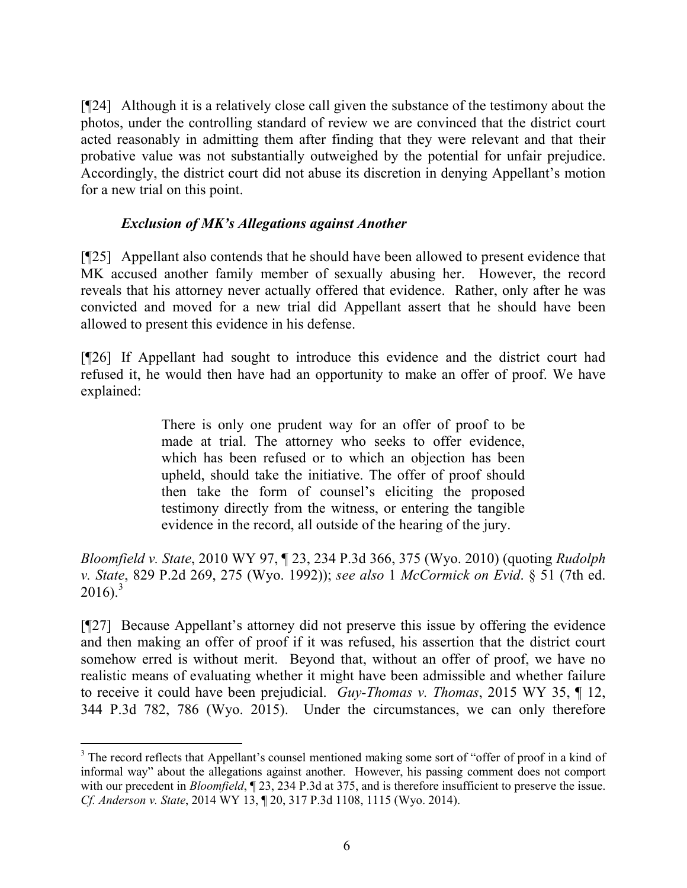[¶24] Although it is a relatively close call given the substance of the testimony about the photos, under the controlling standard of review we are convinced that the district court acted reasonably in admitting them after finding that they were relevant and that their probative value was not substantially outweighed by the potential for unfair prejudice. Accordingly, the district court did not abuse its discretion in denying Appellant's motion for a new trial on this point.

***Exclusion of MK's Allegations against Another***

[¶25] Appellant also contends that he should have been allowed to present evidence that MK accused another family member of sexually abusing her. However, the record reveals that his attorney never actually offered that evidence. Rather, only after he was convicted and moved for a new trial did Appellant assert that he should have been allowed to present this evidence in his defense.

[¶26] If Appellant had sought to introduce this evidence and the district court had refused it, he would then have had an opportunity to make an offer of proof. We have explained:

> There is only one prudent way for an offer of proof to be made at trial. The attorney who seeks to offer evidence, which has been refused or to which an objection has been upheld, should take the initiative. The offer of proof should then take the form of counsel's eliciting the proposed testimony directly from the witness, or entering the tangible evidence in the record, all outside of the hearing of the jury.

*Bloomfield v. State*, 2010 WY 97, ¶ 23, 234 P.3d 366, 375 (Wyo. 2010) (quoting *Rudolph v. State*, 829 P.2d 269, 275 (Wyo. 1992)); *see also* 1 *McCormick on Evid*. § 51 (7th ed. 2016).[3]

[¶27] Because Appellant's attorney did not preserve this issue by offering the evidence and then making an offer of proof if it was refused, his assertion that the district court somehow erred is without merit. Beyond that, without an offer of proof, we have no realistic means of evaluating whether it might have been admissible and whether failure to receive it could have been prejudicial. *Guy-Thomas v. Thomas*, 2015 WY 35, ¶ 12, 344 P.3d 782, 786 (Wyo. 2015). Under the circumstances, we can only therefore

---

[3] The record reflects that Appellant's counsel mentioned making some sort of "offer of proof in a kind of informal way" about the allegations against another. However, his passing comment does not comport with our precedent in *Bloomfield*, ¶ 23, 234 P.3d at 375, and is therefore insufficient to preserve the issue. *Cf. Anderson v. State*, 2014 WY 13, ¶ 20, 317 P.3d 1108, 1115 (Wyo. 2014).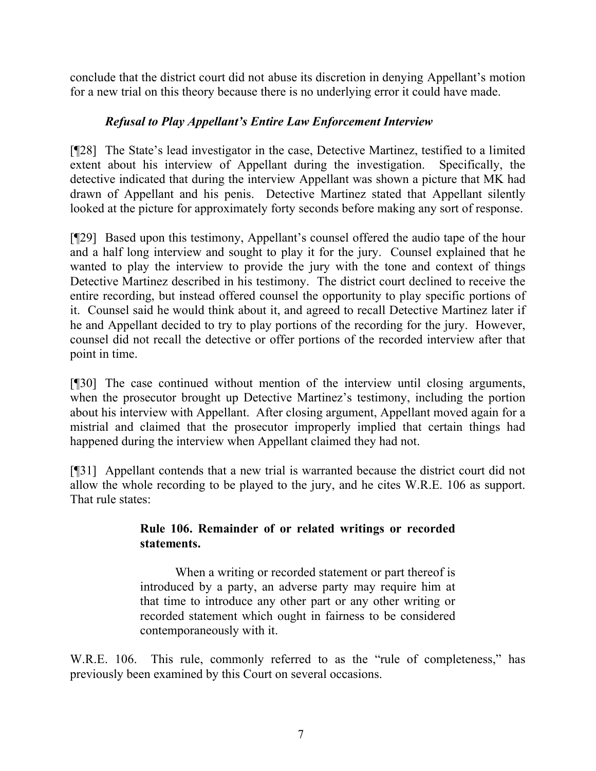conclude that the district court did not abuse its discretion in denying Appellant's motion for a new trial on this theory because there is no underlying error it could have made.

### *Refusal to Play Appellant's Entire Law Enforcement Interview*

[¶28] The State's lead investigator in the case, Detective Martinez, testified to a limited extent about his interview of Appellant during the investigation. Specifically, the detective indicated that during the interview Appellant was shown a picture that MK had drawn of Appellant and his penis. Detective Martinez stated that Appellant silently looked at the picture for approximately forty seconds before making any sort of response.

[¶29] Based upon this testimony, Appellant's counsel offered the audio tape of the hour and a half long interview and sought to play it for the jury. Counsel explained that he wanted to play the interview to provide the jury with the tone and context of things Detective Martinez described in his testimony. The district court declined to receive the entire recording, but instead offered counsel the opportunity to play specific portions of it. Counsel said he would think about it, and agreed to recall Detective Martinez later if he and Appellant decided to try to play portions of the recording for the jury. However, counsel did not recall the detective or offer portions of the recorded interview after that point in time.

[¶30] The case continued without mention of the interview until closing arguments, when the prosecutor brought up Detective Martinez's testimony, including the portion about his interview with Appellant. After closing argument, Appellant moved again for a mistrial and claimed that the prosecutor improperly implied that certain things had happened during the interview when Appellant claimed they had not.

[¶31] Appellant contends that a new trial is warranted because the district court did not allow the whole recording to be played to the jury, and he cites W.R.E. 106 as support. That rule states:

> **Rule 106. Remainder of or related writings or recorded statements.**
>
> When a writing or recorded statement or part thereof is introduced by a party, an adverse party may require him at that time to introduce any other part or any other writing or recorded statement which ought in fairness to be considered contemporaneously with it.

W.R.E. 106. This rule, commonly referred to as the "rule of completeness," has previously been examined by this Court on several occasions.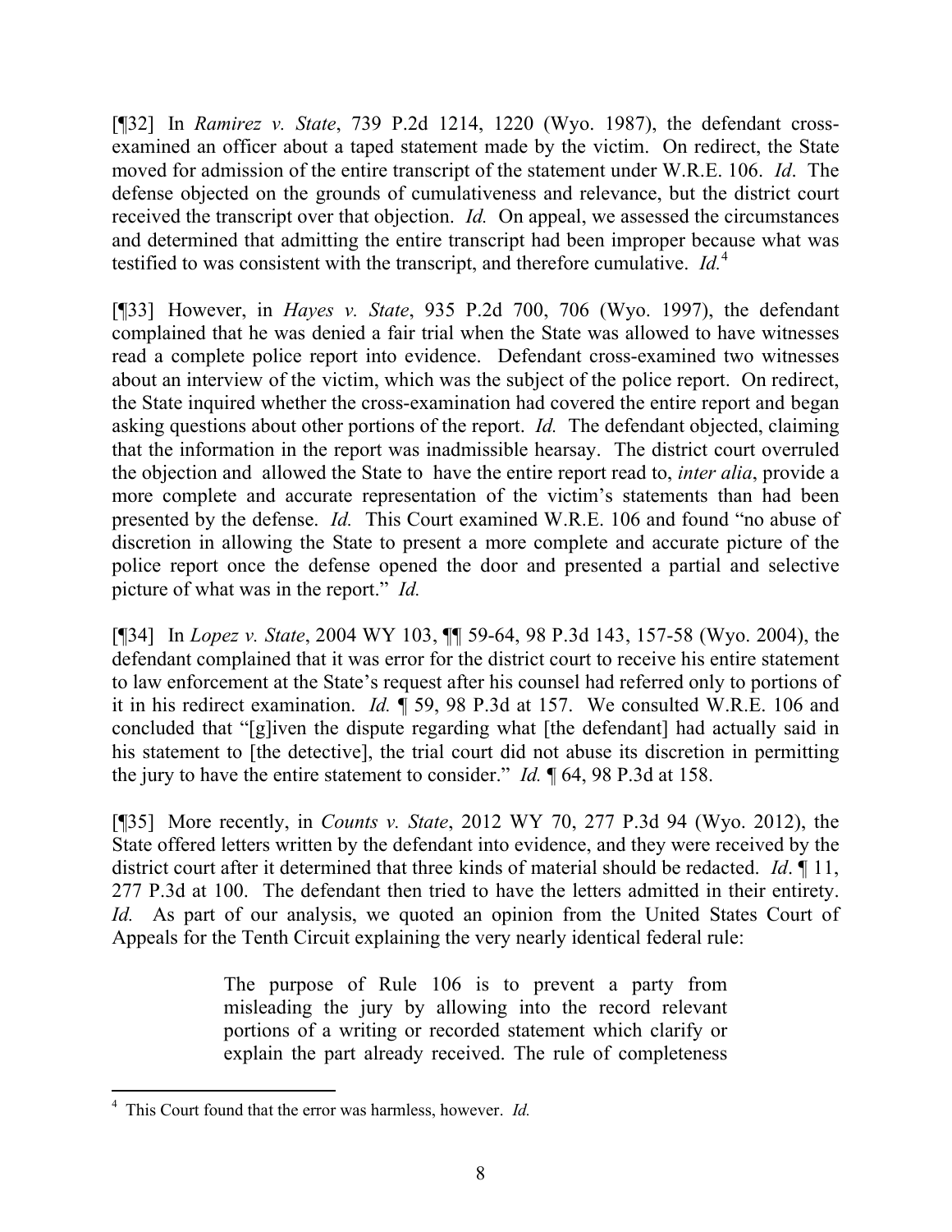[¶32] In *Ramirez v. State*, 739 P.2d 1214, 1220 (Wyo. 1987), the defendant cross-examined an officer about a taped statement made by the victim. On redirect, the State moved for admission of the entire transcript of the statement under W.R.E. 106. *Id*. The defense objected on the grounds of cumulativeness and relevance, but the district court received the transcript over that objection. *Id.* On appeal, we assessed the circumstances and determined that admitting the entire transcript had been improper because what was testified to was consistent with the transcript, and therefore cumulative. *Id.*[4]

[¶33] However, in *Hayes v. State*, 935 P.2d 700, 706 (Wyo. 1997), the defendant complained that he was denied a fair trial when the State was allowed to have witnesses read a complete police report into evidence. Defendant cross-examined two witnesses about an interview of the victim, which was the subject of the police report. On redirect, the State inquired whether the cross-examination had covered the entire report and began asking questions about other portions of the report. *Id.* The defendant objected, claiming that the information in the report was inadmissible hearsay. The district court overruled the objection and allowed the State to have the entire report read to, *inter alia*, provide a more complete and accurate representation of the victim's statements than had been presented by the defense. *Id.* This Court examined W.R.E. 106 and found "no abuse of discretion in allowing the State to present a more complete and accurate picture of the police report once the defense opened the door and presented a partial and selective picture of what was in the report." *Id.*

[¶34] In *Lopez v. State*, 2004 WY 103, ¶¶ 59-64, 98 P.3d 143, 157-58 (Wyo. 2004), the defendant complained that it was error for the district court to receive his entire statement to law enforcement at the State's request after his counsel had referred only to portions of it in his redirect examination. *Id.* ¶ 59, 98 P.3d at 157. We consulted W.R.E. 106 and concluded that "[g]iven the dispute regarding what [the defendant] had actually said in his statement to [the detective], the trial court did not abuse its discretion in permitting the jury to have the entire statement to consider." *Id.* ¶ 64, 98 P.3d at 158.

[¶35] More recently, in *Counts v. State*, 2012 WY 70, 277 P.3d 94 (Wyo. 2012), the State offered letters written by the defendant into evidence, and they were received by the district court after it determined that three kinds of material should be redacted. *Id*. ¶ 11, 277 P.3d at 100. The defendant then tried to have the letters admitted in their entirety. *Id.* As part of our analysis, we quoted an opinion from the United States Court of Appeals for the Tenth Circuit explaining the very nearly identical federal rule:

> The purpose of Rule 106 is to prevent a party from misleading the jury by allowing into the record relevant portions of a writing or recorded statement which clarify or explain the part already received. The rule of completeness

---

[4] This Court found that the error was harmless, however. *Id.*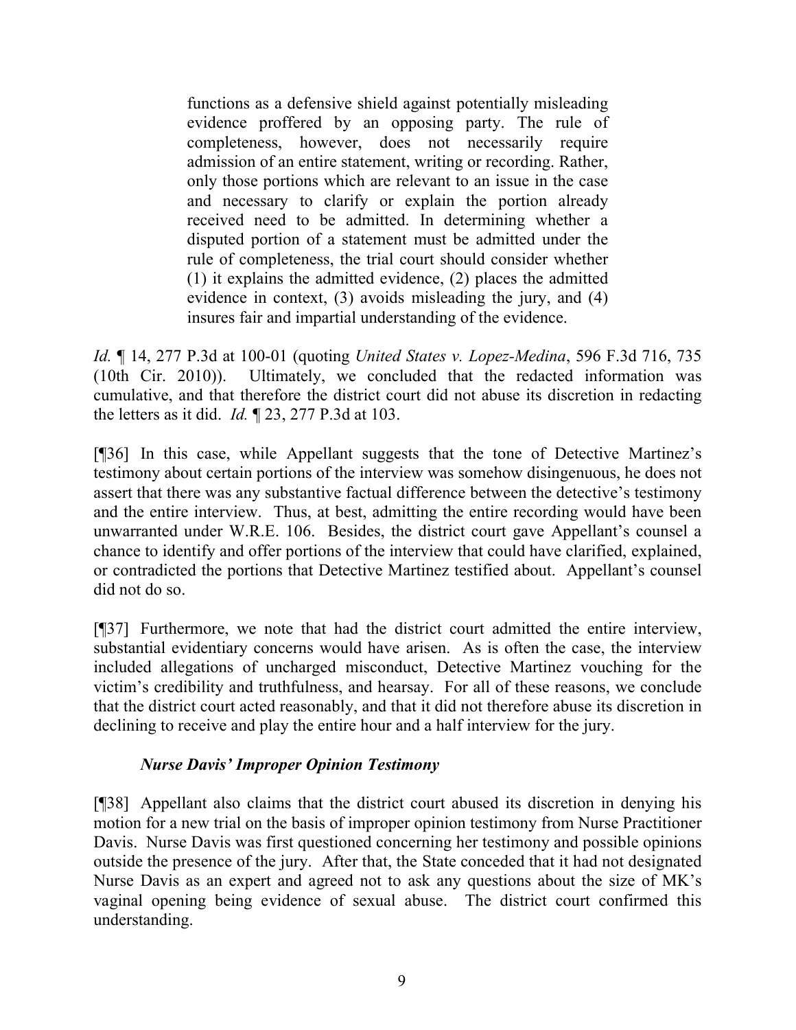> functions as a defensive shield against potentially misleading evidence proffered by an opposing party. The rule of completeness, however, does not necessarily require admission of an entire statement, writing or recording. Rather, only those portions which are relevant to an issue in the case and necessary to clarify or explain the portion already received need to be admitted. In determining whether a disputed portion of a statement must be admitted under the rule of completeness, the trial court should consider whether (1) it explains the admitted evidence, (2) places the admitted evidence in context, (3) avoids misleading the jury, and (4) insures fair and impartial understanding of the evidence.

*Id.* ¶ 14, 277 P.3d at 100-01 (quoting *United States v. Lopez-Medina*, 596 F.3d 716, 735 (10th Cir. 2010)). Ultimately, we concluded that the redacted information was cumulative, and that therefore the district court did not abuse its discretion in redacting the letters as it did. *Id.* ¶ 23, 277 P.3d at 103.

[¶36] In this case, while Appellant suggests that the tone of Detective Martinez's testimony about certain portions of the interview was somehow disingenuous, he does not assert that there was any substantive factual difference between the detective's testimony and the entire interview. Thus, at best, admitting the entire recording would have been unwarranted under W.R.E. 106. Besides, the district court gave Appellant's counsel a chance to identify and offer portions of the interview that could have clarified, explained, or contradicted the portions that Detective Martinez testified about. Appellant's counsel did not do so.

[¶37] Furthermore, we note that had the district court admitted the entire interview, substantial evidentiary concerns would have arisen. As is often the case, the interview included allegations of uncharged misconduct, Detective Martinez vouching for the victim's credibility and truthfulness, and hearsay. For all of these reasons, we conclude that the district court acted reasonably, and that it did not therefore abuse its discretion in declining to receive and play the entire hour and a half interview for the jury.

### *Nurse Davis' Improper Opinion Testimony*

[¶38] Appellant also claims that the district court abused its discretion in denying his motion for a new trial on the basis of improper opinion testimony from Nurse Practitioner Davis. Nurse Davis was first questioned concerning her testimony and possible opinions outside the presence of the jury. After that, the State conceded that it had not designated Nurse Davis as an expert and agreed not to ask any questions about the size of MK's vaginal opening being evidence of sexual abuse. The district court confirmed this understanding.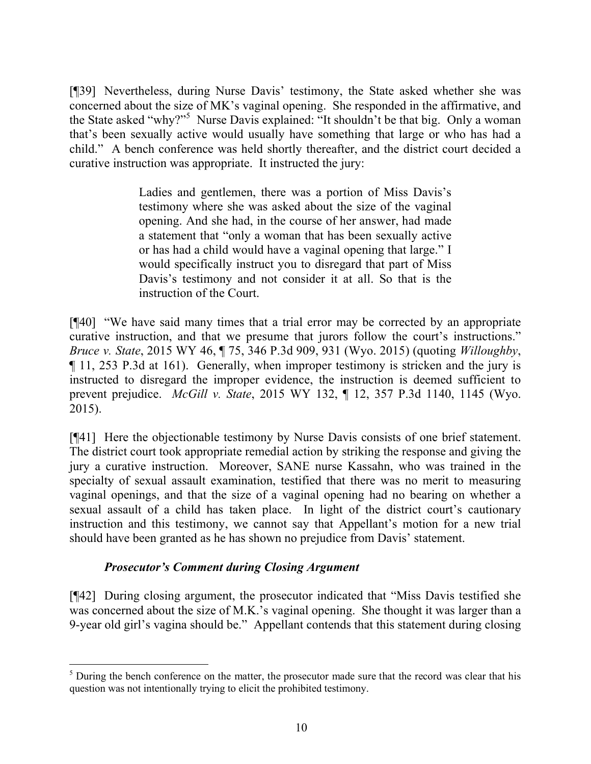[¶39] Nevertheless, during Nurse Davis' testimony, the State asked whether she was concerned about the size of MK's vaginal opening. She responded in the affirmative, and the State asked "why?"[5] Nurse Davis explained: "It shouldn't be that big. Only a woman that's been sexually active would usually have something that large or who has had a child." A bench conference was held shortly thereafter, and the district court decided a curative instruction was appropriate. It instructed the jury:

> Ladies and gentlemen, there was a portion of Miss Davis's testimony where she was asked about the size of the vaginal opening. And she had, in the course of her answer, had made a statement that "only a woman that has been sexually active or has had a child would have a vaginal opening that large." I would specifically instruct you to disregard that part of Miss Davis's testimony and not consider it at all. So that is the instruction of the Court.

[¶40] "We have said many times that a trial error may be corrected by an appropriate curative instruction, and that we presume that jurors follow the court's instructions." *Bruce v. State*, 2015 WY 46, ¶ 75, 346 P.3d 909, 931 (Wyo. 2015) (quoting *Willoughby*, ¶ 11, 253 P.3d at 161). Generally, when improper testimony is stricken and the jury is instructed to disregard the improper evidence, the instruction is deemed sufficient to prevent prejudice. *McGill v. State*, 2015 WY 132, ¶ 12, 357 P.3d 1140, 1145 (Wyo. 2015).

[¶41] Here the objectionable testimony by Nurse Davis consists of one brief statement. The district court took appropriate remedial action by striking the response and giving the jury a curative instruction. Moreover, SANE nurse Kassahn, who was trained in the specialty of sexual assault examination, testified that there was no merit to measuring vaginal openings, and that the size of a vaginal opening had no bearing on whether a sexual assault of a child has taken place. In light of the district court's cautionary instruction and this testimony, we cannot say that Appellant's motion for a new trial should have been granted as he has shown no prejudice from Davis' statement.

### *Prosecutor's Comment during Closing Argument*

[¶42] During closing argument, the prosecutor indicated that "Miss Davis testified she was concerned about the size of M.K.'s vaginal opening. She thought it was larger than a 9-year old girl's vagina should be." Appellant contends that this statement during closing

---

[5] During the bench conference on the matter, the prosecutor made sure that the record was clear that his question was not intentionally trying to elicit the prohibited testimony.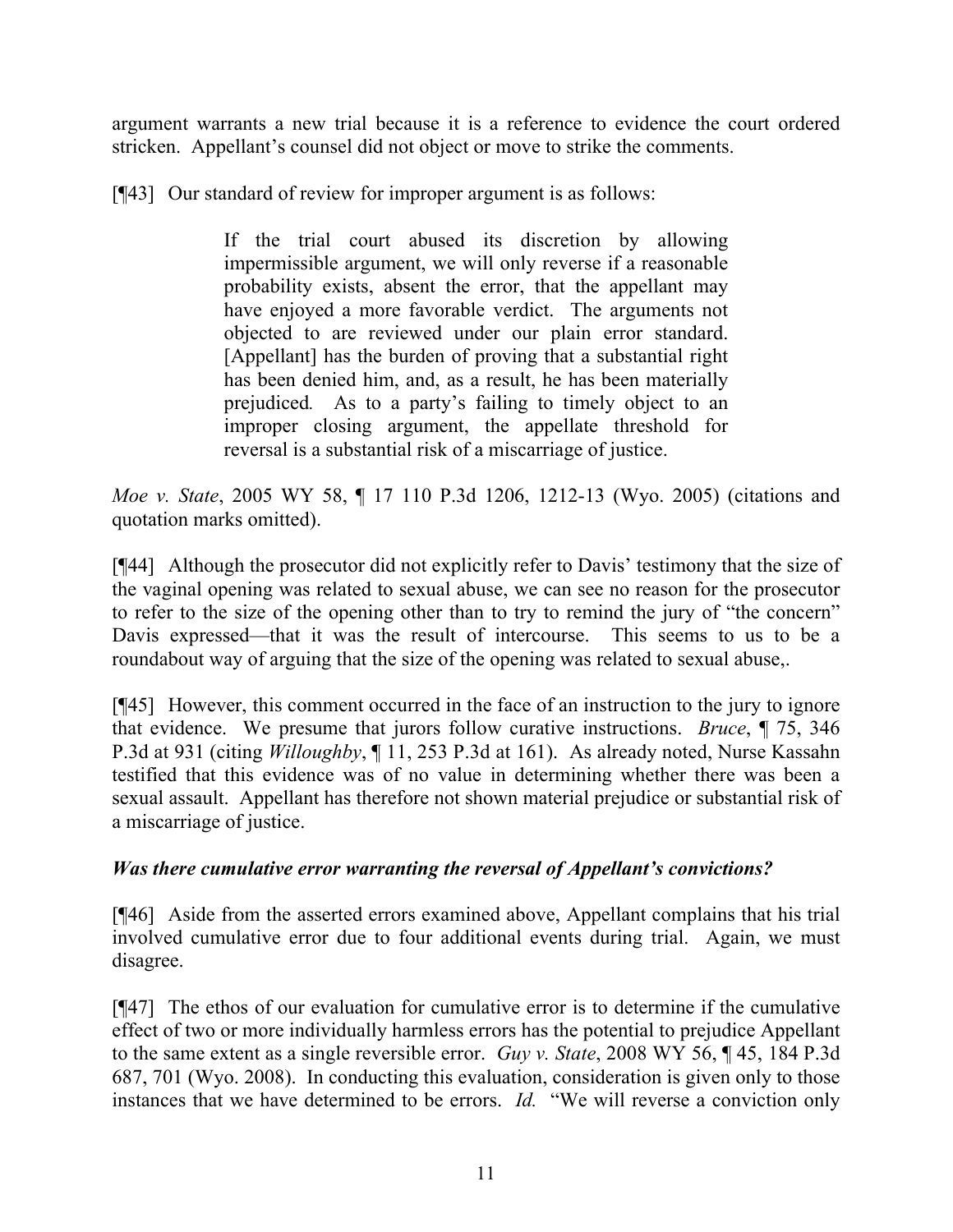argument warrants a new trial because it is a reference to evidence the court ordered stricken. Appellant's counsel did not object or move to strike the comments.

[¶43] Our standard of review for improper argument is as follows:

> If the trial court abused its discretion by allowing impermissible argument, we will only reverse if a reasonable probability exists, absent the error, that the appellant may have enjoyed a more favorable verdict. The arguments not objected to are reviewed under our plain error standard. [Appellant] has the burden of proving that a substantial right has been denied him, and, as a result, he has been materially prejudiced. As to a party's failing to timely object to an improper closing argument, the appellate threshold for reversal is a substantial risk of a miscarriage of justice.

*Moe v. State*, 2005 WY 58, ¶ 17 110 P.3d 1206, 1212-13 (Wyo. 2005) (citations and quotation marks omitted).

[¶44] Although the prosecutor did not explicitly refer to Davis' testimony that the size of the vaginal opening was related to sexual abuse, we can see no reason for the prosecutor to refer to the size of the opening other than to try to remind the jury of "the concern" Davis expressed—that it was the result of intercourse. This seems to us to be a roundabout way of arguing that the size of the opening was related to sexual abuse,.

[¶45] However, this comment occurred in the face of an instruction to the jury to ignore that evidence. We presume that jurors follow curative instructions. *Bruce*, ¶ 75, 346 P.3d at 931 (citing *Willoughby*, ¶ 11, 253 P.3d at 161). As already noted, Nurse Kassahn testified that this evidence was of no value in determining whether there was been a sexual assault. Appellant has therefore not shown material prejudice or substantial risk of a miscarriage of justice.

### *Was there cumulative error warranting the reversal of Appellant's convictions?*

[¶46] Aside from the asserted errors examined above, Appellant complains that his trial involved cumulative error due to four additional events during trial. Again, we must disagree.

[¶47] The ethos of our evaluation for cumulative error is to determine if the cumulative effect of two or more individually harmless errors has the potential to prejudice Appellant to the same extent as a single reversible error. *Guy v. State*, 2008 WY 56, ¶ 45, 184 P.3d 687, 701 (Wyo. 2008). In conducting this evaluation, consideration is given only to those instances that we have determined to be errors. *Id.* "We will reverse a conviction only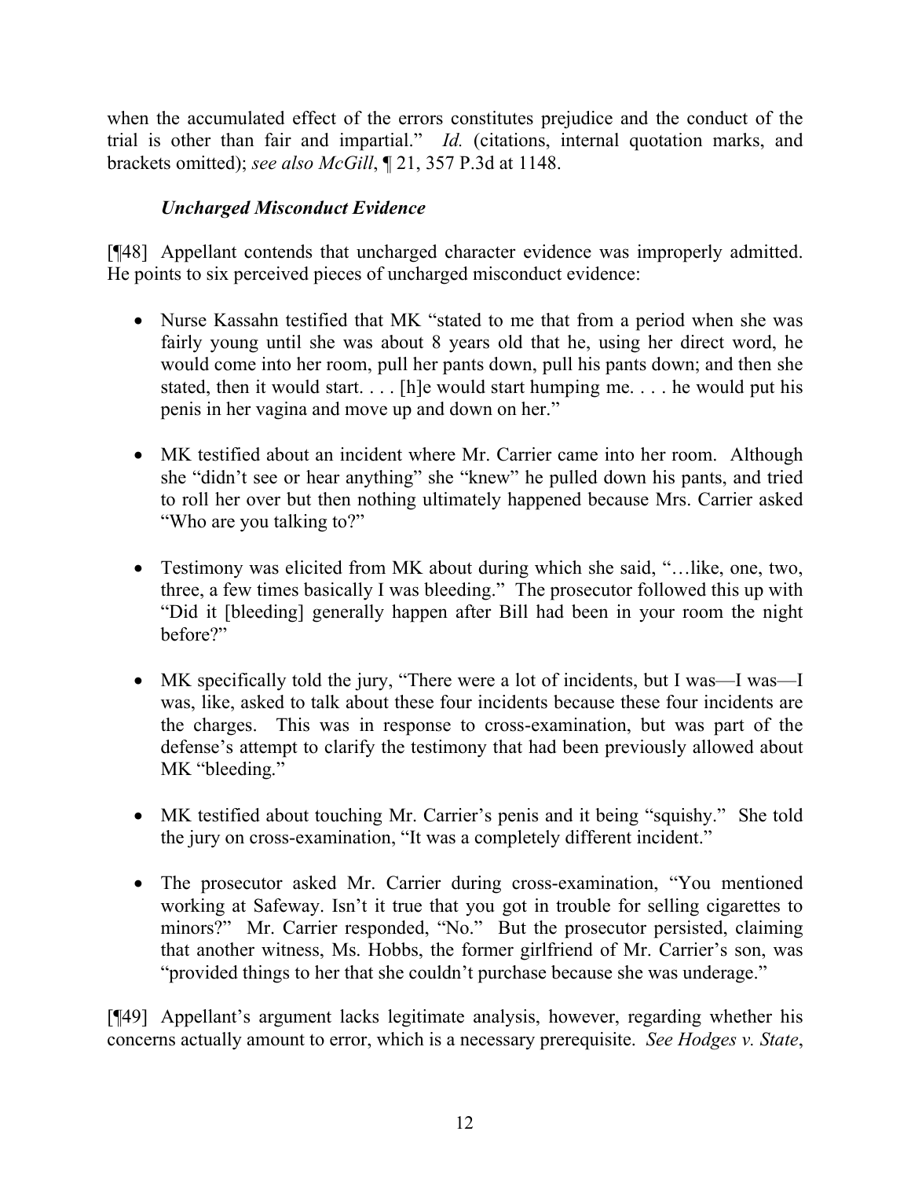when the accumulated effect of the errors constitutes prejudice and the conduct of the trial is other than fair and impartial." *Id.* (citations, internal quotation marks, and brackets omitted); *see also McGill*, ¶ 21, 357 P.3d at 1148.

### *Uncharged Misconduct Evidence*

[¶48] Appellant contends that uncharged character evidence was improperly admitted. He points to six perceived pieces of uncharged misconduct evidence:

- Nurse Kassahn testified that MK "stated to me that from a period when she was fairly young until she was about 8 years old that he, using her direct word, he would come into her room, pull her pants down, pull his pants down; and then she stated, then it would start. . . . [h]e would start humping me. . . . he would put his penis in her vagina and move up and down on her."

- MK testified about an incident where Mr. Carrier came into her room. Although she "didn't see or hear anything" she "knew" he pulled down his pants, and tried to roll her over but then nothing ultimately happened because Mrs. Carrier asked "Who are you talking to?"

- Testimony was elicited from MK about during which she said, "…like, one, two, three, a few times basically I was bleeding." The prosecutor followed this up with "Did it [bleeding] generally happen after Bill had been in your room the night before?"

- MK specifically told the jury, "There were a lot of incidents, but I was—I was—I was, like, asked to talk about these four incidents because these four incidents are the charges. This was in response to cross-examination, but was part of the defense's attempt to clarify the testimony that had been previously allowed about MK "bleeding."

- MK testified about touching Mr. Carrier's penis and it being "squishy." She told the jury on cross-examination, "It was a completely different incident."

- The prosecutor asked Mr. Carrier during cross-examination, "You mentioned working at Safeway. Isn't it true that you got in trouble for selling cigarettes to minors?" Mr. Carrier responded, "No." But the prosecutor persisted, claiming that another witness, Ms. Hobbs, the former girlfriend of Mr. Carrier's son, was "provided things to her that she couldn't purchase because she was underage."

[¶49] Appellant's argument lacks legitimate analysis, however, regarding whether his concerns actually amount to error, which is a necessary prerequisite. *See Hodges v. State*,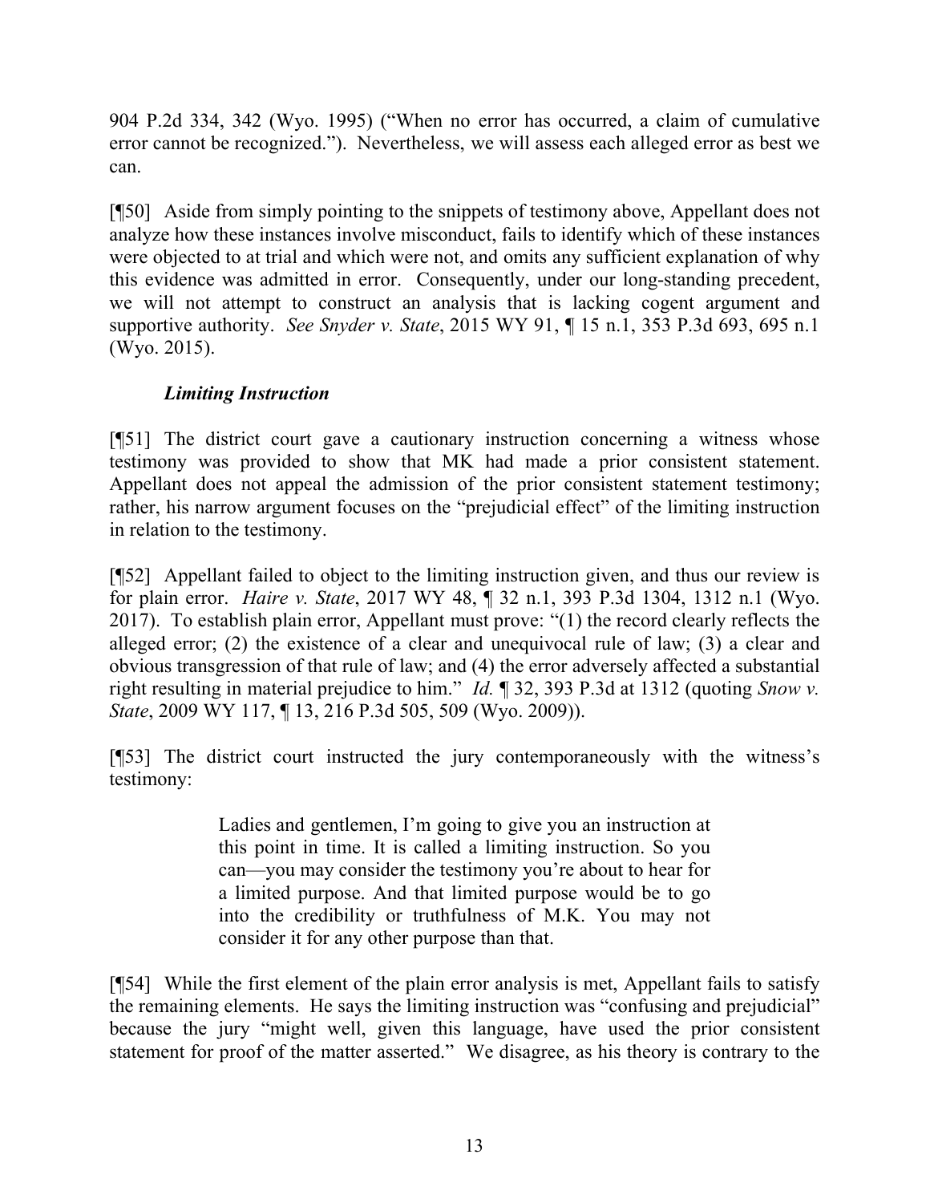904 P.2d 334, 342 (Wyo. 1995) ("When no error has occurred, a claim of cumulative error cannot be recognized."). Nevertheless, we will assess each alleged error as best we can.

[¶50] Aside from simply pointing to the snippets of testimony above, Appellant does not analyze how these instances involve misconduct, fails to identify which of these instances were objected to at trial and which were not, and omits any sufficient explanation of why this evidence was admitted in error. Consequently, under our long-standing precedent, we will not attempt to construct an analysis that is lacking cogent argument and supportive authority. *See Snyder v. State*, 2015 WY 91, ¶ 15 n.1, 353 P.3d 693, 695 n.1 (Wyo. 2015).

### *Limiting Instruction*

[¶51] The district court gave a cautionary instruction concerning a witness whose testimony was provided to show that MK had made a prior consistent statement. Appellant does not appeal the admission of the prior consistent statement testimony; rather, his narrow argument focuses on the "prejudicial effect" of the limiting instruction in relation to the testimony.

[¶52] Appellant failed to object to the limiting instruction given, and thus our review is for plain error. *Haire v. State*, 2017 WY 48, ¶ 32 n.1, 393 P.3d 1304, 1312 n.1 (Wyo. 2017). To establish plain error, Appellant must prove: "(1) the record clearly reflects the alleged error; (2) the existence of a clear and unequivocal rule of law; (3) a clear and obvious transgression of that rule of law; and (4) the error adversely affected a substantial right resulting in material prejudice to him." *Id.* ¶ 32, 393 P.3d at 1312 (quoting *Snow v. State*, 2009 WY 117, ¶ 13, 216 P.3d 505, 509 (Wyo. 2009)).

[¶53] The district court instructed the jury contemporaneously with the witness's testimony:

> Ladies and gentlemen, I'm going to give you an instruction at this point in time. It is called a limiting instruction. So you can—you may consider the testimony you're about to hear for a limited purpose. And that limited purpose would be to go into the credibility or truthfulness of M.K. You may not consider it for any other purpose than that.

[¶54] While the first element of the plain error analysis is met, Appellant fails to satisfy the remaining elements. He says the limiting instruction was "confusing and prejudicial" because the jury "might well, given this language, have used the prior consistent statement for proof of the matter asserted." We disagree, as his theory is contrary to the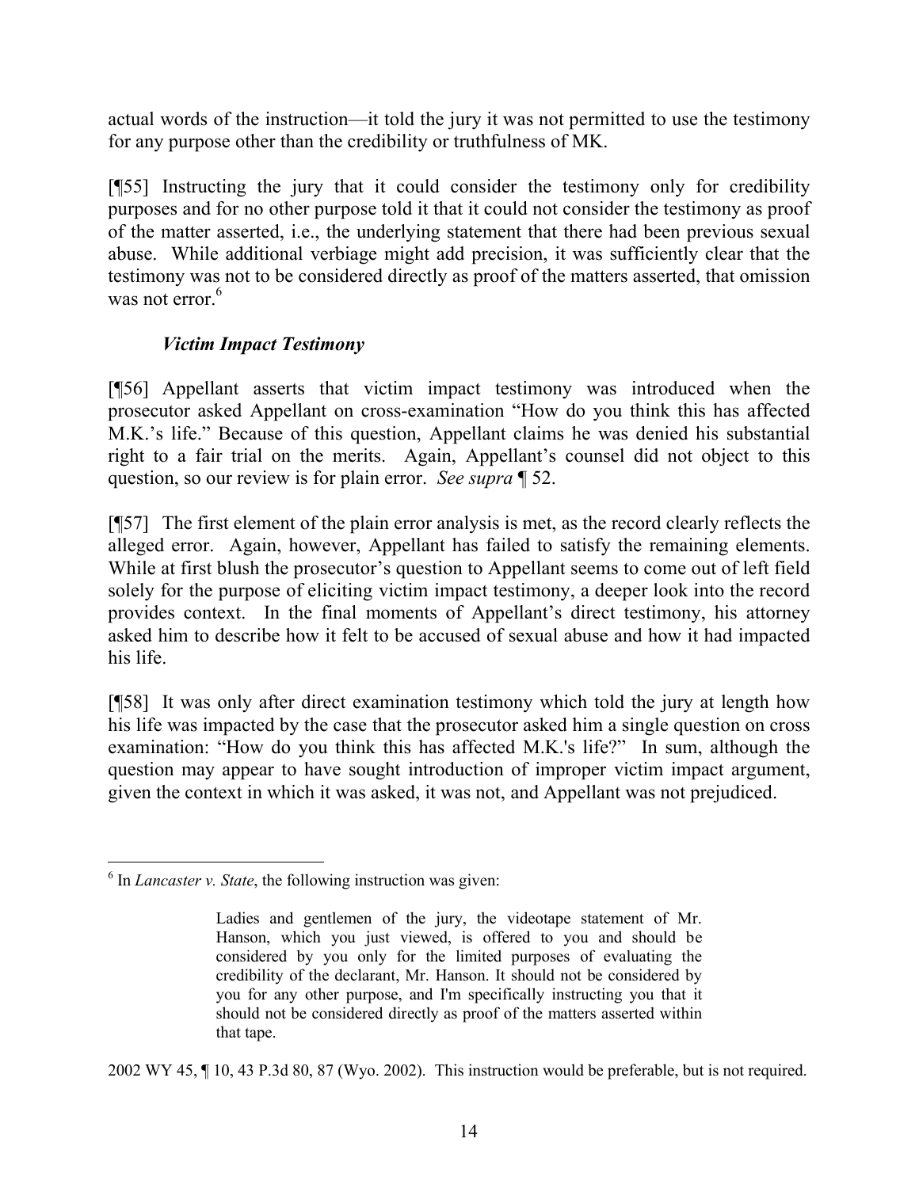actual words of the instruction—it told the jury it was not permitted to use the testimony for any purpose other than the credibility or truthfulness of MK.

[¶55] Instructing the jury that it could consider the testimony only for credibility purposes and for no other purpose told it that it could not consider the testimony as proof of the matter asserted, i.e., the underlying statement that there had been previous sexual abuse. While additional verbiage might add precision, it was sufficiently clear that the testimony was not to be considered directly as proof of the matters asserted, that omission was not error.[6]

### *Victim Impact Testimony*

[¶56] Appellant asserts that victim impact testimony was introduced when the prosecutor asked Appellant on cross-examination "How do you think this has affected M.K.'s life." Because of this question, Appellant claims he was denied his substantial right to a fair trial on the merits. Again, Appellant's counsel did not object to this question, so our review is for plain error. *See supra* ¶ 52.

[¶57] The first element of the plain error analysis is met, as the record clearly reflects the alleged error. Again, however, Appellant has failed to satisfy the remaining elements. While at first blush the prosecutor's question to Appellant seems to come out of left field solely for the purpose of eliciting victim impact testimony, a deeper look into the record provides context. In the final moments of Appellant's direct testimony, his attorney asked him to describe how it felt to be accused of sexual abuse and how it had impacted his life.

[¶58] It was only after direct examination testimony which told the jury at length how his life was impacted by the case that the prosecutor asked him a single question on cross examination: "How do you think this has affected M.K.'s life?" In sum, although the question may appear to have sought introduction of improper victim impact argument, given the context in which it was asked, it was not, and Appellant was not prejudiced.

---

[6] In *Lancaster v. State*, the following instruction was given:

> Ladies and gentlemen of the jury, the videotape statement of Mr. Hanson, which you just viewed, is offered to you and should be considered by you only for the limited purposes of evaluating the credibility of the declarant, Mr. Hanson. It should not be considered by you for any other purpose, and I'm specifically instructing you that it should not be considered directly as proof of the matters asserted within that tape.

2002 WY 45, ¶ 10, 43 P.3d 80, 87 (Wyo. 2002). This instruction would be preferable, but is not required.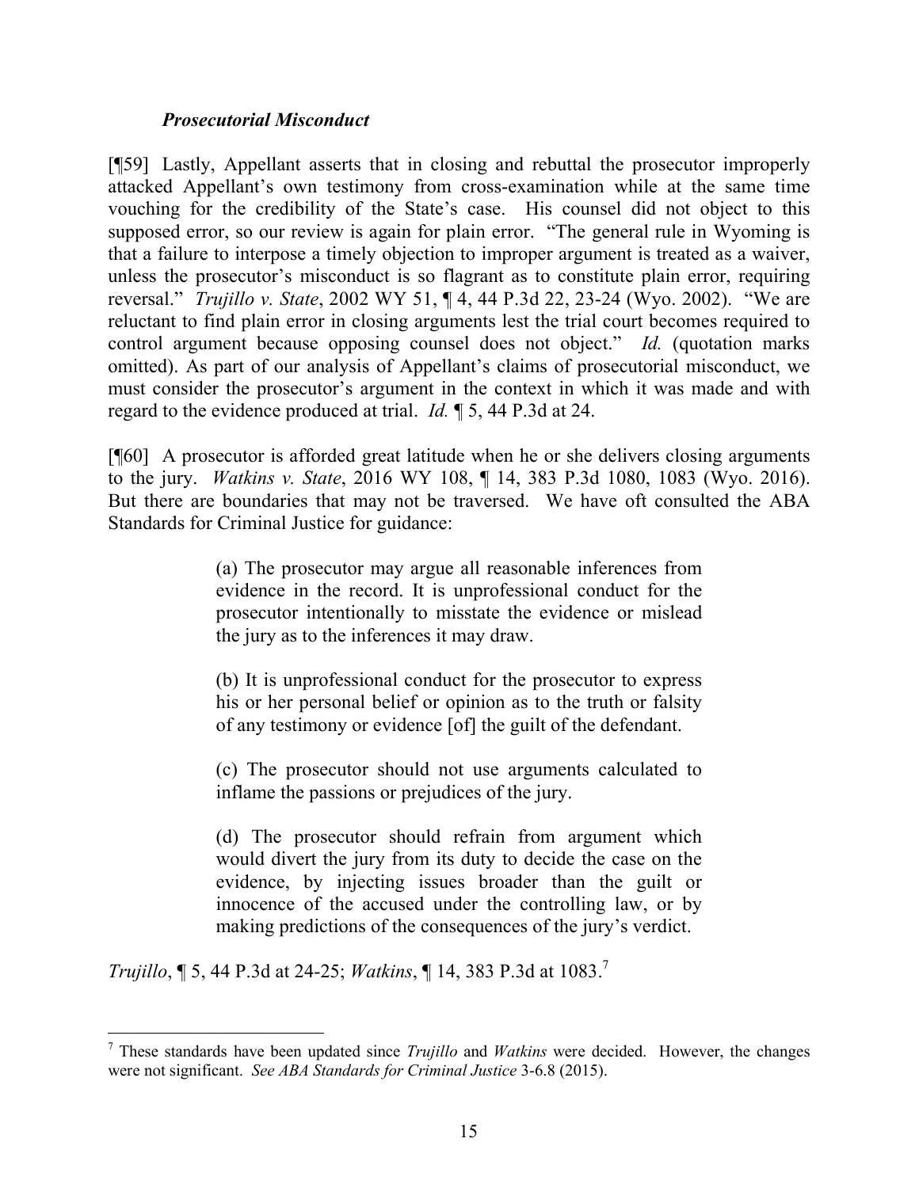### *Prosecutorial Misconduct*

[¶59] Lastly, Appellant asserts that in closing and rebuttal the prosecutor improperly attacked Appellant's own testimony from cross-examination while at the same time vouching for the credibility of the State's case. His counsel did not object to this supposed error, so our review is again for plain error. "The general rule in Wyoming is that a failure to interpose a timely objection to improper argument is treated as a waiver, unless the prosecutor's misconduct is so flagrant as to constitute plain error, requiring reversal." *Trujillo v. State*, 2002 WY 51, ¶ 4, 44 P.3d 22, 23-24 (Wyo. 2002). "We are reluctant to find plain error in closing arguments lest the trial court becomes required to control argument because opposing counsel does not object." *Id.* (quotation marks omitted). As part of our analysis of Appellant's claims of prosecutorial misconduct, we must consider the prosecutor's argument in the context in which it was made and with regard to the evidence produced at trial. *Id.* ¶ 5, 44 P.3d at 24.

[¶60] A prosecutor is afforded great latitude when he or she delivers closing arguments to the jury. *Watkins v. State*, 2016 WY 108, ¶ 14, 383 P.3d 1080, 1083 (Wyo. 2016). But there are boundaries that may not be traversed. We have oft consulted the ABA Standards for Criminal Justice for guidance:

> (a) The prosecutor may argue all reasonable inferences from evidence in the record. It is unprofessional conduct for the prosecutor intentionally to misstate the evidence or mislead the jury as to the inferences it may draw.
>
> (b) It is unprofessional conduct for the prosecutor to express his or her personal belief or opinion as to the truth or falsity of any testimony or evidence [of] the guilt of the defendant.
>
> (c) The prosecutor should not use arguments calculated to inflame the passions or prejudices of the jury.
>
> (d) The prosecutor should refrain from argument which would divert the jury from its duty to decide the case on the evidence, by injecting issues broader than the guilt or innocence of the accused under the controlling law, or by making predictions of the consequences of the jury's verdict.

*Trujillo*, ¶ 5, 44 P.3d at 24-25; *Watkins*, ¶ 14, 383 P.3d at 1083.[7]

---

[7] These standards have been updated since *Trujillo* and *Watkins* were decided. However, the changes were not significant. *See ABA Standards for Criminal Justice* 3-6.8 (2015).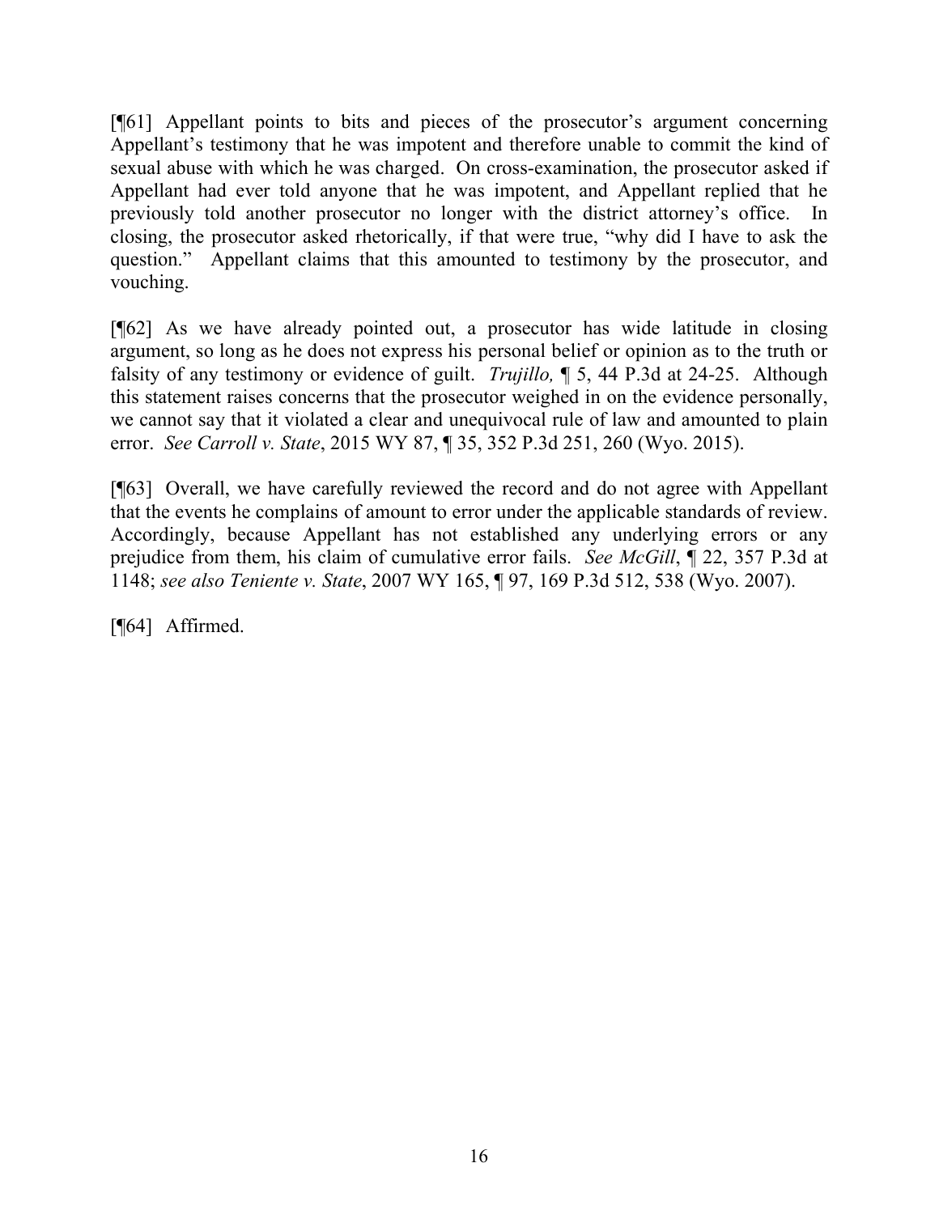[¶61] Appellant points to bits and pieces of the prosecutor's argument concerning Appellant's testimony that he was impotent and therefore unable to commit the kind of sexual abuse with which he was charged. On cross-examination, the prosecutor asked if Appellant had ever told anyone that he was impotent, and Appellant replied that he previously told another prosecutor no longer with the district attorney's office. In closing, the prosecutor asked rhetorically, if that were true, "why did I have to ask the question." Appellant claims that this amounted to testimony by the prosecutor, and vouching.

[¶62] As we have already pointed out, a prosecutor has wide latitude in closing argument, so long as he does not express his personal belief or opinion as to the truth or falsity of any testimony or evidence of guilt. *Trujillo,* ¶ 5, 44 P.3d at 24-25. Although this statement raises concerns that the prosecutor weighed in on the evidence personally, we cannot say that it violated a clear and unequivocal rule of law and amounted to plain error. *See Carroll v. State*, 2015 WY 87, ¶ 35, 352 P.3d 251, 260 (Wyo. 2015).

[¶63] Overall, we have carefully reviewed the record and do not agree with Appellant that the events he complains of amount to error under the applicable standards of review. Accordingly, because Appellant has not established any underlying errors or any prejudice from them, his claim of cumulative error fails. *See McGill*, ¶ 22, 357 P.3d at 1148; *see also Teniente v. State*, 2007 WY 165, ¶ 97, 169 P.3d 512, 538 (Wyo. 2007).

[¶64] Affirmed.